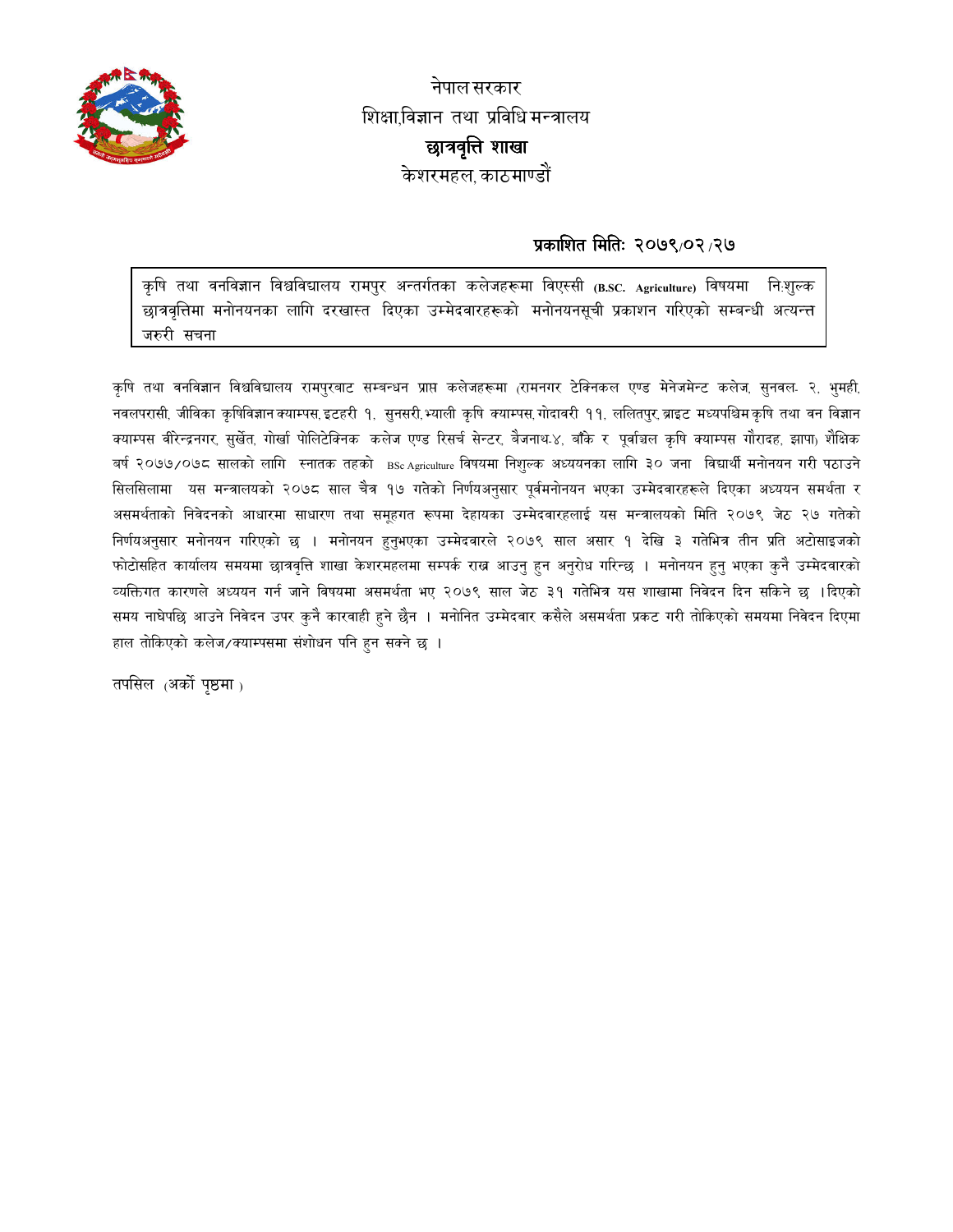नेपाल सरकार

शिक्षा,विज्ञान तथा प्रविधि मन्त्रालय

**छात्रवृत्ति शाखा**

केशरमहल, काठमाण्डौं

**प्रकाशित मितिः २०७९/०२/२७**

कृषि तथा वनविज्ञान विश्वविद्यालय रामपुर अन्तर्गतका कलेजहरूमा विएस्सी (B.SC. Agriculture) विषयमा निःशुल्क छात्रवृत्तिमा मनोनयनका लागि दरखास्त दिएका उम्मेदवारहरूको मनोनयनसूची प्रकाशन गरिएको सम्बन्धी अत्यन्त जरुरी सूचना

कृषि तथा वनविज्ञान विश्वविद्यालय रामपुरबाट सम्बन्धन प्राप्त कलेजहरूमा (रामनगर टेक्निकल एण्ड मेनेजमेन्ट कलेज, सुनवल- २, भुमही, नवलपरासी, जीविका कृषिविज्ञान क्याम्पस, इटहरी १, सुनसरी, भ्याली कृषि क्याम्पस, गोदावरी ११, ललितपुर, ब्राइट मध्यपश्चिम कृषि तथा वन विज्ञान क्याम्पस वीरेन्द्रनगर, सुर्खेत, गोर्खा पोलिटेक्निक कलेज एण्ड रिसर्च सेन्टर, बैजनाथ-४, बाँके र पूर्वाञ्चल कृषि क्याम्पस गौरादह, झापा) शैक्षिक वर्ष २०७७/०७८ सालको लागि स्नातक तहको BSc Agriculture विषयमा निशुल्क अध्ययनका लागि ३० जना विद्यार्थी मनोनयन गरी पठाउने सिलसिलामा यस मन्त्रालयको २०७८ साल चैत्र १७ गतेको निर्णयअनुसार पूर्वमनोनयन भएका उम्मेदवारहरूले दिएका अध्ययन समर्थता र असमर्थताको निवेदनको आधारमा साधारण तथा समूहगत रूपमा देहायका उम्मेदवारहलाई यस मन्त्रालयको मिति २०७९ जेठ २७ गतेको निर्णयअनुसार मनोनयन गरिएको छ । मनोनयन हुनुभएका उम्मेदवारले २०७९ साल असार १ देखि ३ गतेभित्र तीन प्रति अटोसाइजको फोटोसहित कार्यालय समयमा छात्रवृत्ति शाखा केशरमहलमा सम्पर्क राख्न आउनु हुन अनुरोध गरिन्छ । मनोनयन हुनु भएका कुनै उम्मेदवारको व्यक्तिगत कारणले अध्ययन गर्न जाने विषयमा असमर्थता भए २०७९ साल जेठ ३१ गतेभित्र यस शाखामा निवेदन दिन सकिने छ । दिएको समय नाघेपछि आउने निवेदन उपर कुनै कारवाही हुने छैन । मनोनित उम्मेदवार कसैले असमर्थता प्रकट गरी तोकिएको समयमा निवेदन दिएमा हाल तोकिएको कलेज/क्याम्पसमा संशोधन पनि हुन सक्ने छ ।

तपसिल (अर्को पृष्ठमा)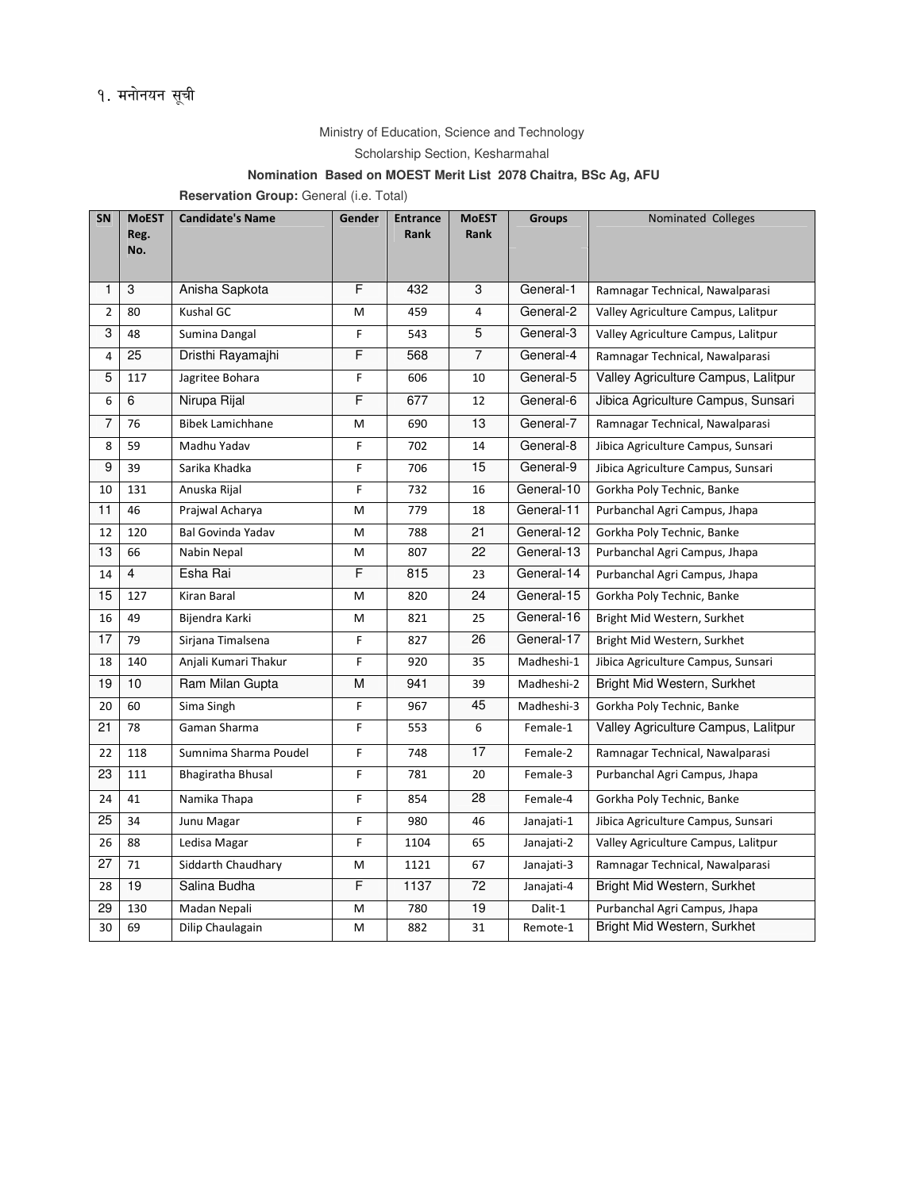१. मनोनयन सूची

Ministry of Education, Science and Technology

Scholarship Section, Kesharmahal

**Nomination Based on MOEST Merit List 2078 Chaitra, BSc Ag, AFU**

**Reservation Group:** General (i.e. Total)

| SN | MoEST Reg. No. | Candidate's Name | Gender | Entrance Rank | MoEST Rank | Groups | Nominated Colleges |
|---|---|---|---|---|---|---|---|
| 1 | 3 | Anisha Sapkota | F | 432 | 3 | General-1 | Ramnagar Technical, Nawalparasi |
| 2 | 80 | Kushal GC | M | 459 | 4 | General-2 | Valley Agriculture Campus, Lalitpur |
| 3 | 48 | Sumina Dangal | F | 543 | 5 | General-3 | Valley Agriculture Campus, Lalitpur |
| 4 | 25 | Dristhi Rayamajhi | F | 568 | 7 | General-4 | Ramnagar Technical, Nawalparasi |
| 5 | 117 | Jagritee Bohara | F | 606 | 10 | General-5 | Valley Agriculture Campus, Lalitpur |
| 6 | 6 | Nirupa Rijal | F | 677 | 12 | General-6 | Jibica Agriculture Campus, Sunsari |
| 7 | 76 | Bibek Lamichhane | M | 690 | 13 | General-7 | Ramnagar Technical, Nawalparasi |
| 8 | 59 | Madhu Yadav | F | 702 | 14 | General-8 | Jibica Agriculture Campus, Sunsari |
| 9 | 39 | Sarika Khadka | F | 706 | 15 | General-9 | Jibica Agriculture Campus, Sunsari |
| 10 | 131 | Anuska Rijal | F | 732 | 16 | General-10 | Gorkha Poly Technic, Banke |
| 11 | 46 | Prajwal Acharya | M | 779 | 18 | General-11 | Purbanchal Agri Campus, Jhapa |
| 12 | 120 | Bal Govinda Yadav | M | 788 | 21 | General-12 | Gorkha Poly Technic, Banke |
| 13 | 66 | Nabin Nepal | M | 807 | 22 | General-13 | Purbanchal Agri Campus, Jhapa |
| 14 | 4 | Esha Rai | F | 815 | 23 | General-14 | Purbanchal Agri Campus, Jhapa |
| 15 | 127 | Kiran Baral | M | 820 | 24 | General-15 | Gorkha Poly Technic, Banke |
| 16 | 49 | Bijendra Karki | M | 821 | 25 | General-16 | Bright Mid Western, Surkhet |
| 17 | 79 | Sirjana Timalsena | F | 827 | 26 | General-17 | Bright Mid Western, Surkhet |
| 18 | 140 | Anjali Kumari Thakur | F | 920 | 35 | Madheshi-1 | Jibica Agriculture Campus, Sunsari |
| 19 | 10 | Ram Milan Gupta | M | 941 | 39 | Madheshi-2 | Bright Mid Western, Surkhet |
| 20 | 60 | Sima Singh | F | 967 | 45 | Madheshi-3 | Gorkha Poly Technic, Banke |
| 21 | 78 | Gaman Sharma | F | 553 | 6 | Female-1 | Valley Agriculture Campus, Lalitpur |
| 22 | 118 | Sumnima Sharma Poudel | F | 748 | 17 | Female-2 | Ramnagar Technical, Nawalparasi |
| 23 | 111 | Bhagiratha Bhusal | F | 781 | 20 | Female-3 | Purbanchal Agri Campus, Jhapa |
| 24 | 41 | Namika Thapa | F | 854 | 28 | Female-4 | Gorkha Poly Technic, Banke |
| 25 | 34 | Junu Magar | F | 980 | 46 | Janajati-1 | Jibica Agriculture Campus, Sunsari |
| 26 | 88 | Ledisa Magar | F | 1104 | 65 | Janajati-2 | Valley Agriculture Campus, Lalitpur |
| 27 | 71 | Siddarth Chaudhary | M | 1121 | 67 | Janajati-3 | Ramnagar Technical, Nawalparasi |
| 28 | 19 | Salina Budha | F | 1137 | 72 | Janajati-4 | Bright Mid Western, Surkhet |
| 29 | 130 | Madan Nepali | M | 780 | 19 | Dalit-1 | Purbanchal Agri Campus, Jhapa |
| 30 | 69 | Dilip Chaulagain | M | 882 | 31 | Remote-1 | Bright Mid Western, Surkhet |